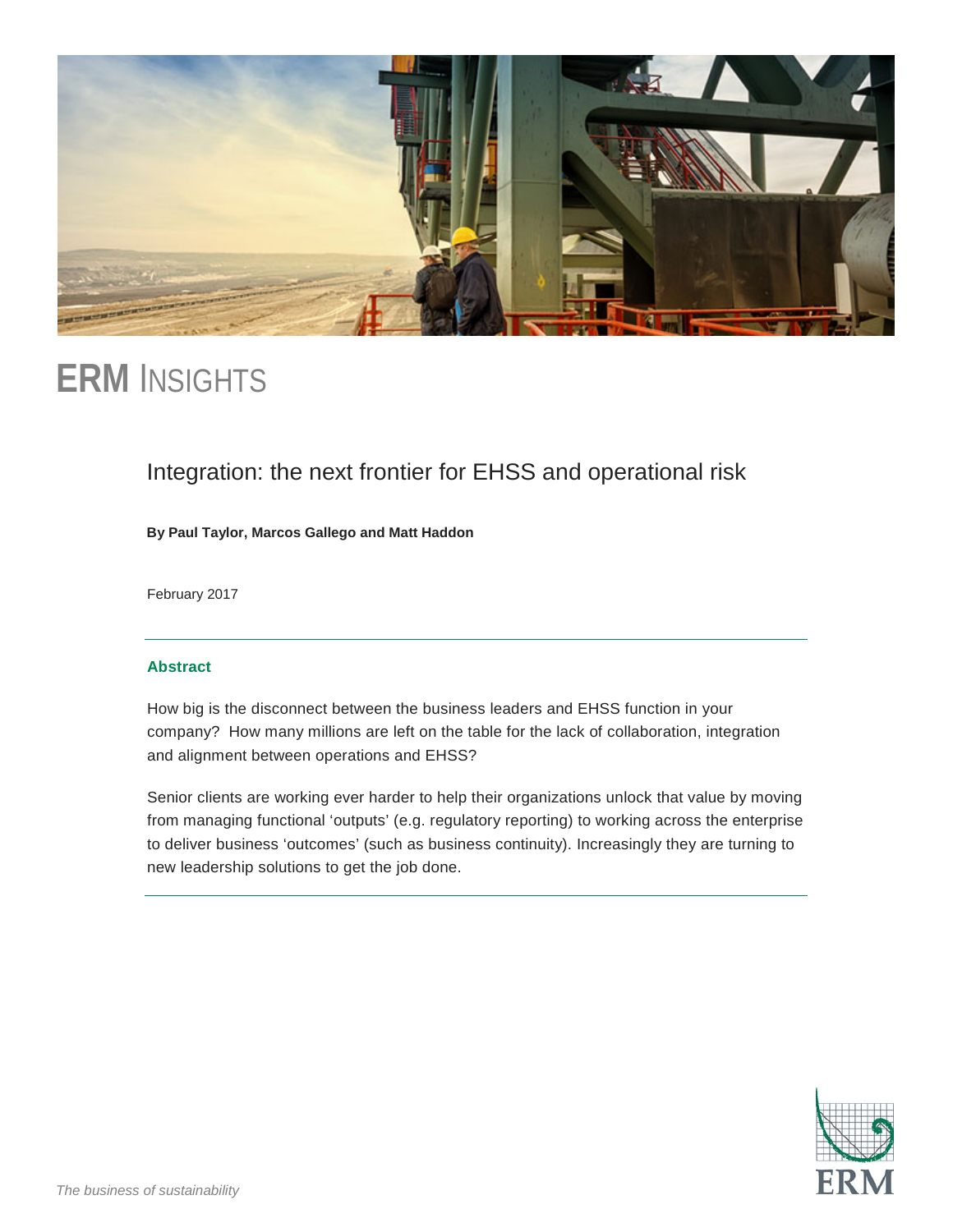# ERM INSIGHTS

## Integration: the next frontier for EHSS and operational risk

**By Paul Taylor, Marcos Gallego and Matt Haddon**

February 2017

### Abstract

How big is the disconnect between the business leaders and EHSS function in your company? How many millions are left on the table for the lack of collaboration, integration and alignment between operations and EHSS?

Senior clients are working ever harder to help their organizations unlock that value by moving from managing functional 'outputs' (e.g. regulatory reporting) to working across the enterprise to deliver business 'outcomes' (such as business continuity). Increasingly they are turning to new leadership solutions to get the job done.

*The business of sustainability*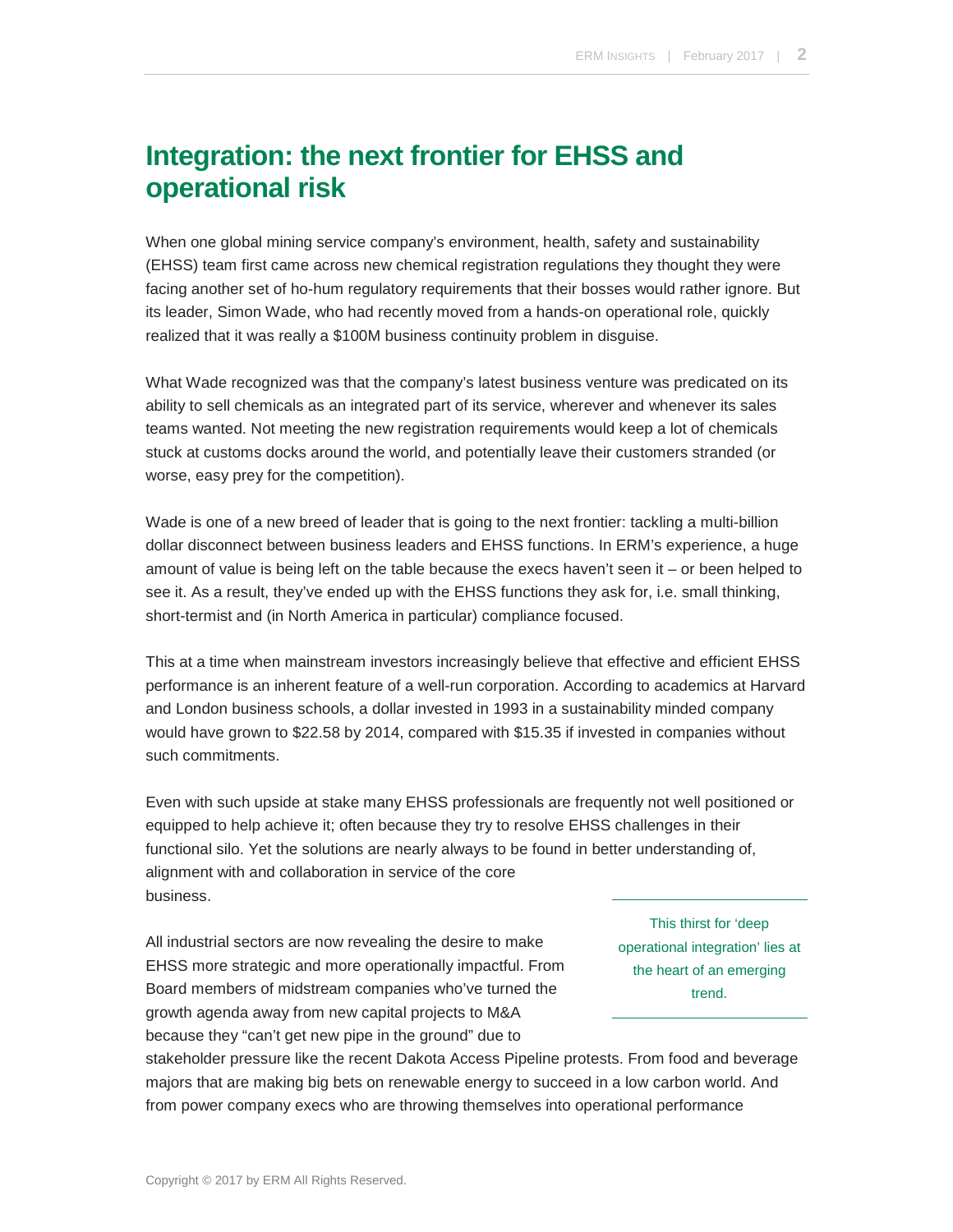# Integration: the next frontier for EHSS and operational risk

When one global mining service company's environment, health, safety and sustainability (EHSS) team first came across new chemical registration regulations they thought they were facing another set of ho-hum regulatory requirements that their bosses would rather ignore. But its leader, Simon Wade, who had recently moved from a hands-on operational role, quickly realized that it was really a $100M business continuity problem in disguise.

What Wade recognized was that the company's latest business venture was predicated on its ability to sell chemicals as an integrated part of its service, wherever and whenever its sales teams wanted. Not meeting the new registration requirements would keep a lot of chemicals stuck at customs docks around the world, and potentially leave their customers stranded (or worse, easy prey for the competition).

Wade is one of a new breed of leader that is going to the next frontier: tackling a multi-billion dollar disconnect between business leaders and EHSS functions. In ERM's experience, a huge amount of value is being left on the table because the execs haven't seen it – or been helped to see it. As a result, they've ended up with the EHSS functions they ask for, i.e. small thinking, short-termist and (in North America in particular) compliance focused.

This at a time when mainstream investors increasingly believe that effective and efficient EHSS performance is an inherent feature of a well-run corporation. According to academics at Harvard and London business schools, a dollar invested in 1993 in a sustainability minded company would have grown to $22.58 by 2014, compared with $15.35 if invested in companies without such commitments.

Even with such upside at stake many EHSS professionals are frequently not well positioned or equipped to help achieve it; often because they try to resolve EHSS challenges in their functional silo. Yet the solutions are nearly always to be found in better understanding of, alignment with and collaboration in service of the core business.

> This thirst for 'deep operational integration' lies at the heart of an emerging trend.

All industrial sectors are now revealing the desire to make EHSS more strategic and more operationally impactful. From Board members of midstream companies who've turned the growth agenda away from new capital projects to M&A because they "can't get new pipe in the ground" due to stakeholder pressure like the recent Dakota Access Pipeline protests. From food and beverage majors that are making big bets on renewable energy to succeed in a low carbon world. And from power company execs who are throwing themselves into operational performance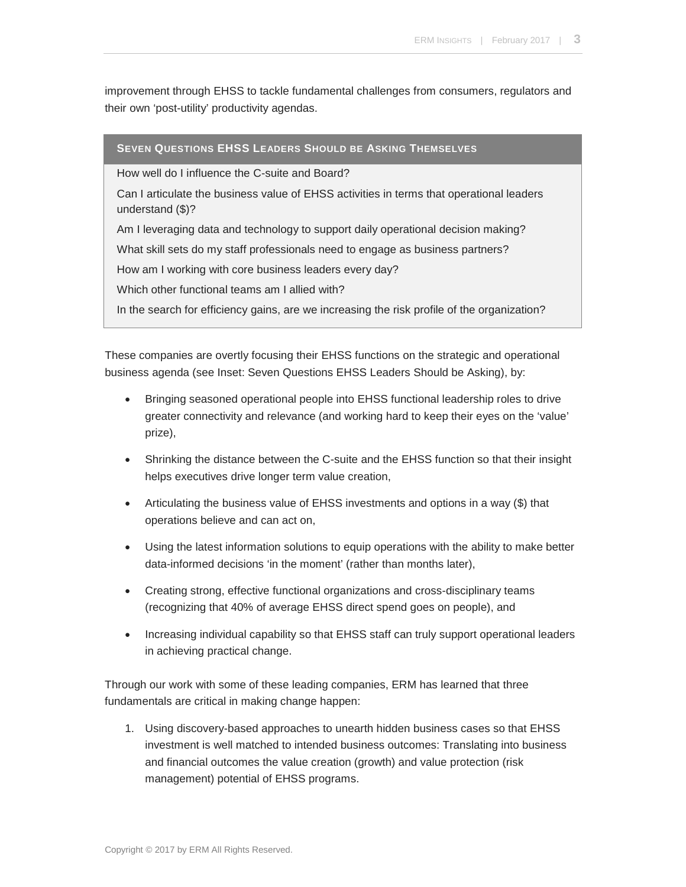improvement through EHSS to tackle fundamental challenges from consumers, regulators and their own 'post-utility' productivity agendas.

> **SEVEN QUESTIONS EHSS LEADERS SHOULD BE ASKING THEMSELVES**
>
> How well do I influence the C-suite and Board?
>
> Can I articulate the business value of EHSS activities in terms that operational leaders understand ($)?
>
> Am I leveraging data and technology to support daily operational decision making?
>
> What skill sets do my staff professionals need to engage as business partners?
>
> How am I working with core business leaders every day?
>
> Which other functional teams am I allied with?
>
> In the search for efficiency gains, are we increasing the risk profile of the organization?

These companies are overtly focusing their EHSS functions on the strategic and operational business agenda (see Inset: Seven Questions EHSS Leaders Should be Asking), by:

- Bringing seasoned operational people into EHSS functional leadership roles to drive greater connectivity and relevance (and working hard to keep their eyes on the 'value' prize),
- Shrinking the distance between the C-suite and the EHSS function so that their insight helps executives drive longer term value creation,
- Articulating the business value of EHSS investments and options in a way ($) that operations believe and can act on,
- Using the latest information solutions to equip operations with the ability to make better data-informed decisions 'in the moment' (rather than months later),
- Creating strong, effective functional organizations and cross-disciplinary teams (recognizing that 40% of average EHSS direct spend goes on people), and
- Increasing individual capability so that EHSS staff can truly support operational leaders in achieving practical change.

Through our work with some of these leading companies, ERM has learned that three fundamentals are critical in making change happen:

1. Using discovery-based approaches to unearth hidden business cases so that EHSS investment is well matched to intended business outcomes: Translating into business and financial outcomes the value creation (growth) and value protection (risk management) potential of EHSS programs.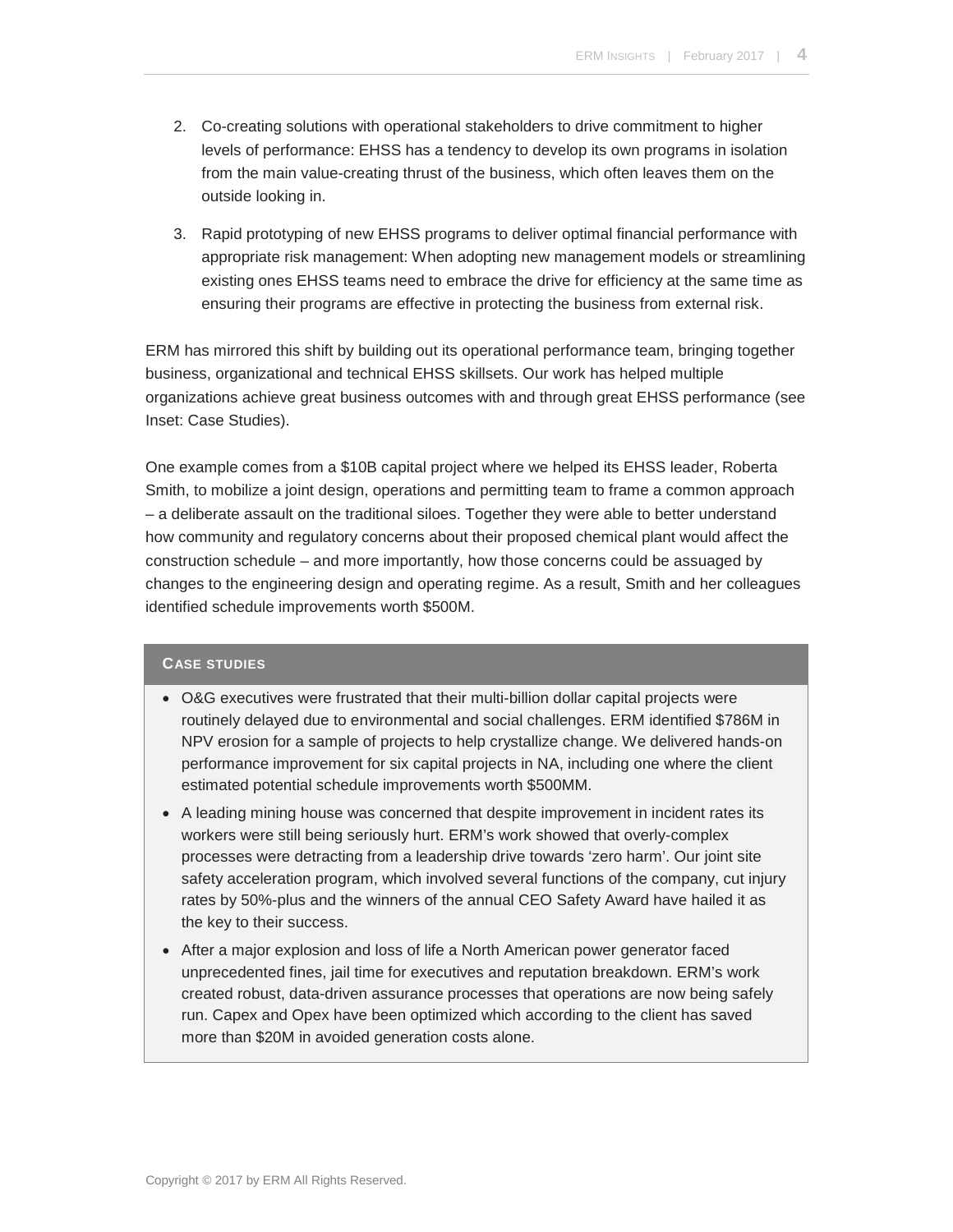2. Co-creating solutions with operational stakeholders to drive commitment to higher levels of performance: EHSS has a tendency to develop its own programs in isolation from the main value-creating thrust of the business, which often leaves them on the outside looking in.

3. Rapid prototyping of new EHSS programs to deliver optimal financial performance with appropriate risk management: When adopting new management models or streamlining existing ones EHSS teams need to embrace the drive for efficiency at the same time as ensuring their programs are effective in protecting the business from external risk.

ERM has mirrored this shift by building out its operational performance team, bringing together business, organizational and technical EHSS skillsets. Our work has helped multiple organizations achieve great business outcomes with and through great EHSS performance (see Inset: Case Studies).

One example comes from a $10B capital project where we helped its EHSS leader, Roberta Smith, to mobilize a joint design, operations and permitting team to frame a common approach – a deliberate assault on the traditional siloes. Together they were able to better understand how community and regulatory concerns about their proposed chemical plant would affect the construction schedule – and more importantly, how those concerns could be assuaged by changes to the engineering design and operating regime. As a result, Smith and her colleagues identified schedule improvements worth $500M.

**Case studies**

- O&G executives were frustrated that their multi-billion dollar capital projects were routinely delayed due to environmental and social challenges. ERM identified $786M in NPV erosion for a sample of projects to help crystallize change. We delivered hands-on performance improvement for six capital projects in NA, including one where the client estimated potential schedule improvements worth $500MM.
- A leading mining house was concerned that despite improvement in incident rates its workers were still being seriously hurt. ERM's work showed that overly-complex processes were detracting from a leadership drive towards 'zero harm'. Our joint site safety acceleration program, which involved several functions of the company, cut injury rates by 50%-plus and the winners of the annual CEO Safety Award have hailed it as the key to their success.
- After a major explosion and loss of life a North American power generator faced unprecedented fines, jail time for executives and reputation breakdown. ERM's work created robust, data-driven assurance processes that operations are now being safely run. Capex and Opex have been optimized which according to the client has saved more than $20M in avoided generation costs alone.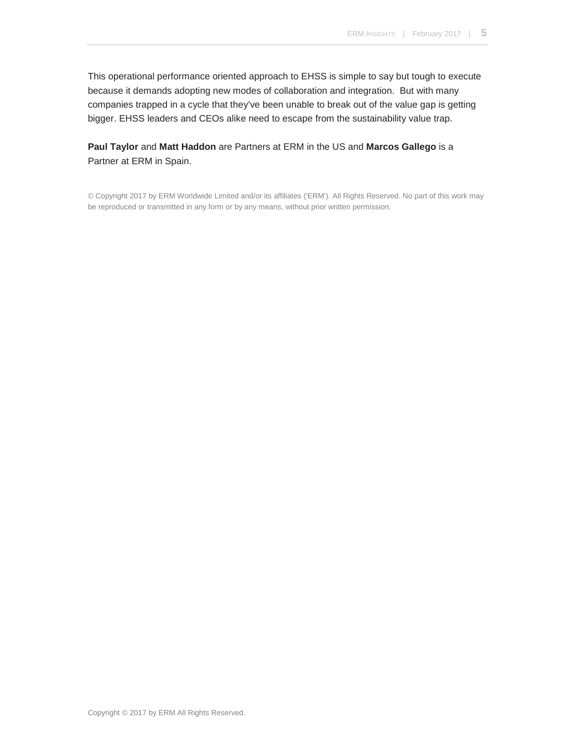This operational performance oriented approach to EHSS is simple to say but tough to execute because it demands adopting new modes of collaboration and integration.  But with many companies trapped in a cycle that they've been unable to break out of the value gap is getting bigger. EHSS leaders and CEOs alike need to escape from the sustainability value trap.

**Paul Taylor** and **Matt Haddon** are Partners at ERM in the US and **Marcos Gallego** is a Partner at ERM in Spain.

© Copyright 2017 by ERM Worldwide Limited and/or its affiliates ('ERM'). All Rights Reserved. No part of this work may be reproduced or transmitted in any form or by any means, without prior written permission.